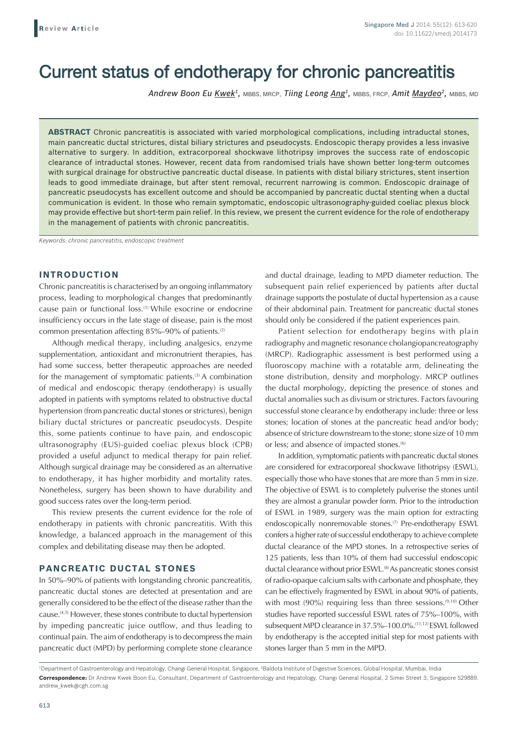**Review Article**

# Current status of endotherapy for chronic pancreatitis

*Andrew Boon Eu Kwek*[1], MBBS, MRCP, *Tiing Leong Ang*[1], MBBS, FRCP, *Amit Maydeo*[2], MBBS, MD

**ABSTRACT** Chronic pancreatitis is associated with varied morphological complications, including intraductal stones, main pancreatic ductal strictures, distal biliary strictures and pseudocysts. Endoscopic therapy provides a less invasive alternative to surgery. In addition, extracorporeal shockwave lithotripsy improves the success rate of endoscopic clearance of intraductal stones. However, recent data from randomised trials have shown better long-term outcomes with surgical drainage for obstructive pancreatic ductal disease. In patients with distal biliary strictures, stent insertion leads to good immediate drainage, but after stent removal, recurrent narrowing is common. Endoscopic drainage of pancreatic pseudocysts has excellent outcome and should be accompanied by pancreatic ductal stenting when a ductal communication is evident. In those who remain symptomatic, endoscopic ultrasonography-guided coeliac plexus block may provide effective but short-term pain relief. In this review, we present the current evidence for the role of endotherapy in the management of patients with chronic pancreatitis.

*Keywords: chronic pancreatitis, endoscopic treatment*

## INTRODUCTION

Chronic pancreatitis is characterised by an ongoing inflammatory process, leading to morphological changes that predominantly cause pain or functional loss.[1] While exocrine or endocrine insufficiency occurs in the late stage of disease, pain is the most common presentation affecting 85%–90% of patients.[2]

Although medical therapy, including analgesics, enzyme supplementation, antioxidant and micronutrient therapies, has had some success, better therapeutic approaches are needed for the management of symptomatic patients.[3] A combination of medical and endoscopic therapy (endotherapy) is usually adopted in patients with symptoms related to obstructive ductal hypertension (from pancreatic ductal stones or strictures), benign biliary ductal strictures or pancreatic pseudocysts. Despite this, some patients continue to have pain, and endoscopic ultrasonography (EUS)-guided coeliac plexus block (CPB) provided a useful adjunct to medical therapy for pain relief. Although surgical drainage may be considered as an alternative to endotherapy, it has higher morbidity and mortality rates. Nonetheless, surgery has been shown to have durability and good success rates over the long-term period.

This review presents the current evidence for the role of endotherapy in patients with chronic pancreatitis. With this knowledge, a balanced approach in the management of this complex and debilitating disease may then be adopted.

## PANCREATIC DUCTAL STONES

In 50%–90% of patients with longstanding chronic pancreatitis, pancreatic ductal stones are detected at presentation and are generally considered to be the effect of the disease rather than the cause.[4,5] However, these stones contribute to ductal hypertension by impeding pancreatic juice outflow, and thus leading to continual pain. The aim of endotherapy is to decompress the main pancreatic duct (MPD) by performing complete stone clearance and ductal drainage, leading to MPD diameter reduction. The subsequent pain relief experienced by patients after ductal drainage supports the postulate of ductal hypertension as a cause of their abdominal pain. Treatment for pancreatic ductal stones should only be considered if the patient experiences pain.

Patient selection for endotherapy begins with plain radiography and magnetic resonance cholangiopancreatography (MRCP). Radiographic assessment is best performed using a fluoroscopy machine with a rotatable arm, delineating the stone distribution, density and morphology. MRCP outlines the ductal morphology, depicting the presence of stones and ductal anomalies such as divisum or strictures. Factors favouring successful stone clearance by endotherapy include: three or less stones; location of stones at the pancreatic head and/or body; absence of stricture downstream to the stone; stone size of 10 mm or less; and absence of impacted stones.[6]

In addition, symptomatic patients with pancreatic ductal stones are considered for extracorporeal shockwave lithotripsy (ESWL), especially those who have stones that are more than 5 mm in size. The objective of ESWL is to completely pulverise the stones until they are almost a granular powder form. Prior to the introduction of ESWL in 1989, surgery was the main option for extracting endoscopically nonremovable stones.[7] Pre-endotherapy ESWL confers a higher rate of successful endotherapy to achieve complete ductal clearance of the MPD stones. In a retrospective series of 125 patients, less than 10% of them had successful endoscopic ductal clearance without prior ESWL.[8] As pancreatic stones consist of radio-opaque calcium salts with carbonate and phosphate, they can be effectively fragmented by ESWL in about 90% of patients, with most (90%) requiring less than three sessions.[9,10] Other studies have reported successful ESWL rates of 75%–100%, with subsequent MPD clearance in 37.5%–100.0%.[11,12] ESWL followed by endotherapy is the accepted initial step for most patients with stones larger than 5 mm in the MPD.

[1]Department of Gastroenterology and Hepatology, Changi General Hospital, Singapore, [2]Baldota Institute of Digestive Sciences, Global Hospital, Mumbai, India

**Correspondence:** Dr Andrew Kwek Boon Eu, Consultant, Department of Gastroenterology and Hepatology, Changi General Hospital, 2 Simei Street 3, Singapore 529889. andrew_kwek@cgh.com.sg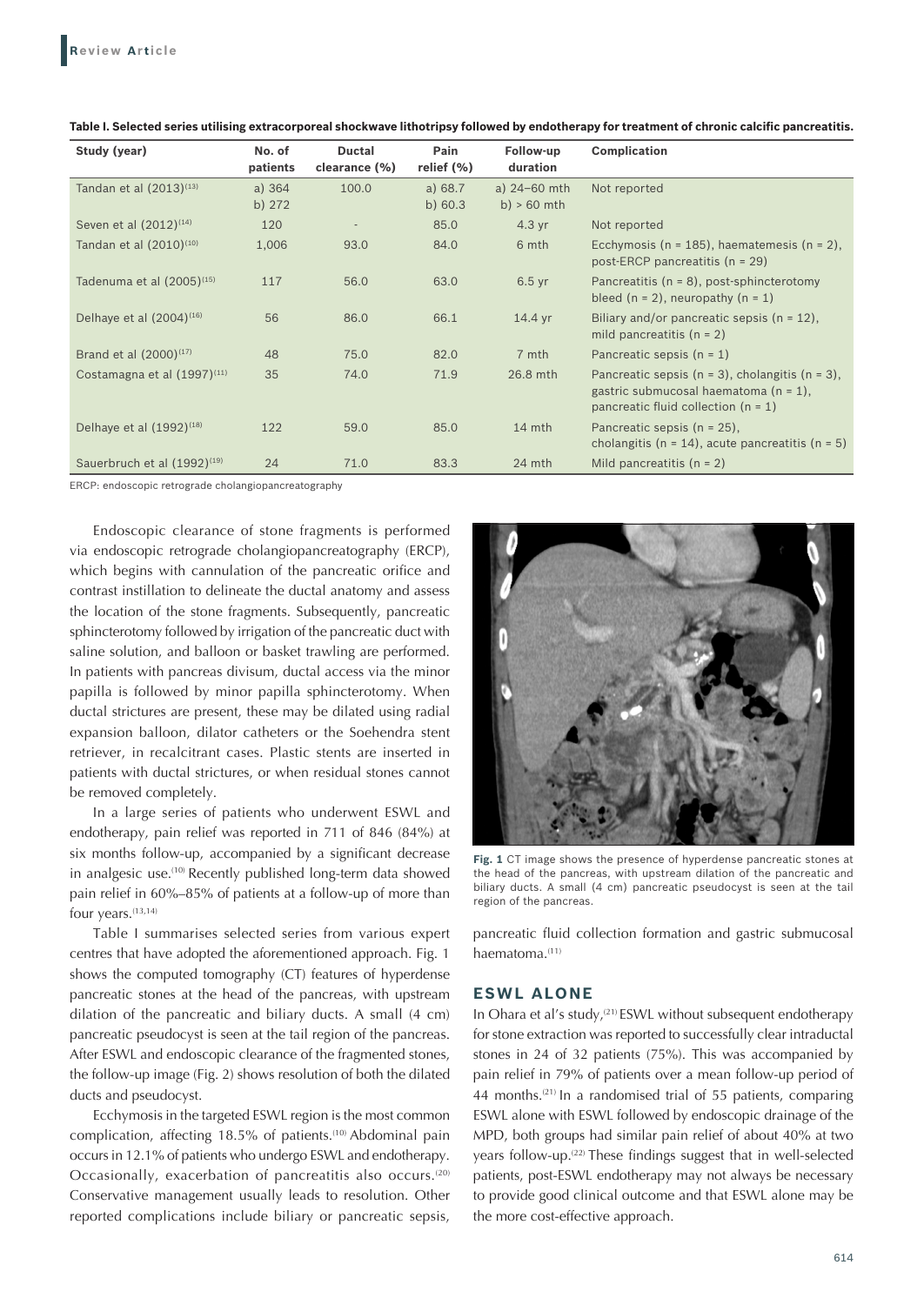**Table I. Selected series utilising extracorporeal shockwave lithotripsy followed by endotherapy for treatment of chronic calcific pancreatitis.**

| Study (year) | No. of patients | Ductal clearance (%) | Pain relief (%) | Follow-up duration | Complication |
|---|---|---|---|---|---|
| Tandan et al (2013)[13] | a) 364<br>b) 272 | 100.0 | a) 68.7<br>b) 60.3 | a) 24–60 mth<br>b) > 60 mth | Not reported |
| Seven et al (2012)[14] | 120 | - | 85.0 | 4.3 yr | Not reported |
| Tandan et al (2010)[10] | 1,006 | 93.0 | 84.0 | 6 mth | Ecchymosis (n = 185), haematemesis (n = 2), post-ERCP pancreatitis (n = 29) |
| Tadenuma et al (2005)[15] | 117 | 56.0 | 63.0 | 6.5 yr | Pancreatitis (n = 8), post-sphincterotomy bleed (n = 2), neuropathy (n = 1) |
| Delhaye et al (2004)[16] | 56 | 86.0 | 66.1 | 14.4 yr | Biliary and/or pancreatic sepsis (n = 12), mild pancreatitis (n = 2) |
| Brand et al (2000)[17] | 48 | 75.0 | 82.0 | 7 mth | Pancreatic sepsis (n = 1) |
| Costamagna et al (1997)[11] | 35 | 74.0 | 71.9 | 26.8 mth | Pancreatic sepsis (n = 3), cholangitis (n = 3), gastric submucosal haematoma (n = 1), pancreatic fluid collection (n = 1) |
| Delhaye et al (1992)[18] | 122 | 59.0 | 85.0 | 14 mth | Pancreatic sepsis (n = 25), cholangitis (n = 14), acute pancreatitis (n = 5) |
| Sauerbruch et al (1992)[19] | 24 | 71.0 | 83.3 | 24 mth | Mild pancreatitis (n = 2) |

ERCP: endoscopic retrograde cholangiopancreatography

Endoscopic clearance of stone fragments is performed via endoscopic retrograde cholangiopancreatography (ERCP), which begins with cannulation of the pancreatic orifice and contrast instillation to delineate the ductal anatomy and assess the location of the stone fragments. Subsequently, pancreatic sphincterotomy followed by irrigation of the pancreatic duct with saline solution, and balloon or basket trawling are performed. In patients with pancreas divisum, ductal access via the minor papilla is followed by minor papilla sphincterotomy. When ductal strictures are present, these may be dilated using radial expansion balloon, dilator catheters or the Soehendra stent retriever, in recalcitrant cases. Plastic stents are inserted in patients with ductal strictures, or when residual stones cannot be removed completely.

In a large series of patients who underwent ESWL and endotherapy, pain relief was reported in 711 of 846 (84%) at six months follow-up, accompanied by a significant decrease in analgesic use.[10] Recently published long-term data showed pain relief in 60%–85% of patients at a follow-up of more than four years.[13,14]

Table I summarises selected series from various expert centres that have adopted the aforementioned approach. Fig. 1 shows the computed tomography (CT) features of hyperdense pancreatic stones at the head of the pancreas, with upstream dilation of the pancreatic and biliary ducts. A small (4 cm) pancreatic pseudocyst is seen at the tail region of the pancreas. After ESWL and endoscopic clearance of the fragmented stones, the follow-up image (Fig. 2) shows resolution of both the dilated ducts and pseudocyst.

Ecchymosis in the targeted ESWL region is the most common complication, affecting 18.5% of patients.[10] Abdominal pain occurs in 12.1% of patients who undergo ESWL and endotherapy. Occasionally, exacerbation of pancreatitis also occurs.[20] Conservative management usually leads to resolution. Other reported complications include biliary or pancreatic sepsis, pancreatic fluid collection formation and gastric submucosal haematoma.[11]

**Fig. 1** CT image shows the presence of hyperdense pancreatic stones at the head of the pancreas, with upstream dilation of the pancreatic and biliary ducts. A small (4 cm) pancreatic pseudocyst is seen at the tail region of the pancreas.

## ESWL ALONE

In Ohara et al's study,[21] ESWL without subsequent endotherapy for stone extraction was reported to successfully clear intraductal stones in 24 of 32 patients (75%). This was accompanied by pain relief in 79% of patients over a mean follow-up period of 44 months.[21] In a randomised trial of 55 patients, comparing ESWL alone with ESWL followed by endoscopic drainage of the MPD, both groups had similar pain relief of about 40% at two years follow-up.[22] These findings suggest that in well-selected patients, post-ESWL endotherapy may not always be necessary to provide good clinical outcome and that ESWL alone may be the more cost-effective approach.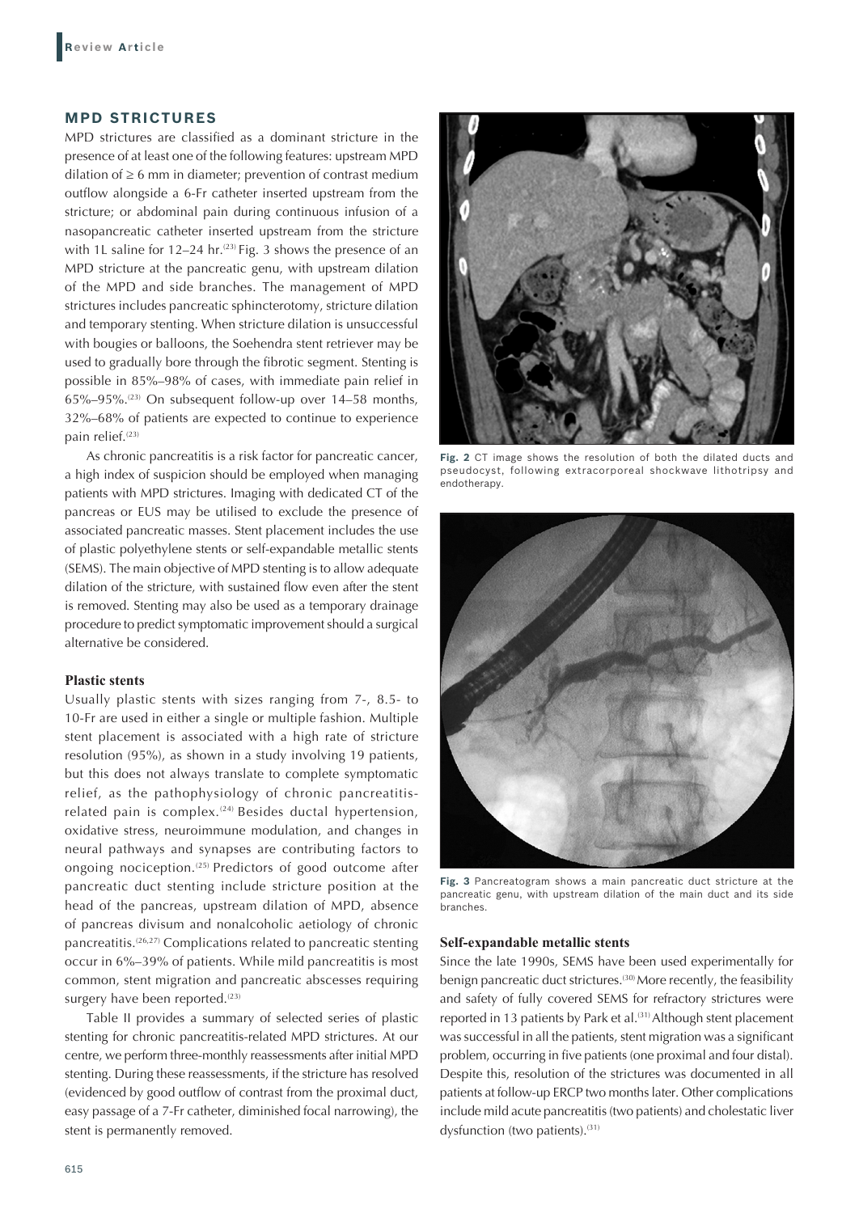## MPD STRICTURES

MPD strictures are classified as a dominant stricture in the presence of at least one of the following features: upstream MPD dilation of ≥ 6 mm in diameter; prevention of contrast medium outflow alongside a 6-Fr catheter inserted upstream from the stricture; or abdominal pain during continuous infusion of a nasopancreatic catheter inserted upstream from the stricture with 1L saline for 12–24 hr.[23] Fig. 3 shows the presence of an MPD stricture at the pancreatic genu, with upstream dilation of the MPD and side branches. The management of MPD strictures includes pancreatic sphincterotomy, stricture dilation and temporary stenting. When stricture dilation is unsuccessful with bougies or balloons, the Soehendra stent retriever may be used to gradually bore through the fibrotic segment. Stenting is possible in 85%–98% of cases, with immediate pain relief in 65%–95%.[23] On subsequent follow-up over 14–58 months, 32%–68% of patients are expected to continue to experience pain relief.[23]

As chronic pancreatitis is a risk factor for pancreatic cancer, a high index of suspicion should be employed when managing patients with MPD strictures. Imaging with dedicated CT of the pancreas or EUS may be utilised to exclude the presence of associated pancreatic masses. Stent placement includes the use of plastic polyethylene stents or self-expandable metallic stents (SEMS). The main objective of MPD stenting is to allow adequate dilation of the stricture, with sustained flow even after the stent is removed. Stenting may also be used as a temporary drainage procedure to predict symptomatic improvement should a surgical alternative be considered.

### Plastic stents

Usually plastic stents with sizes ranging from 7-, 8.5- to 10-Fr are used in either a single or multiple fashion. Multiple stent placement is associated with a high rate of stricture resolution (95%), as shown in a study involving 19 patients, but this does not always translate to complete symptomatic relief, as the pathophysiology of chronic pancreatitis-related pain is complex.[24] Besides ductal hypertension, oxidative stress, neuroimmune modulation, and changes in neural pathways and synapses are contributing factors to ongoing nociception.[25] Predictors of good outcome after pancreatic duct stenting include stricture position at the head of the pancreas, upstream dilation of MPD, absence of pancreas divisum and nonalcoholic aetiology of chronic pancreatitis.[26,27] Complications related to pancreatic stenting occur in 6%–39% of patients. While mild pancreatitis is most common, stent migration and pancreatic abscesses requiring surgery have been reported.[23]

Table II provides a summary of selected series of plastic stenting for chronic pancreatitis-related MPD strictures. At our centre, we perform three-monthly reassessments after initial MPD stenting. During these reassessments, if the stricture has resolved (evidenced by good outflow of contrast from the proximal duct, easy passage of a 7-Fr catheter, diminished focal narrowing), the stent is permanently removed.

**Fig. 2** CT image shows the resolution of both the dilated ducts and pseudocyst, following extracorporeal shockwave lithotripsy and endotherapy.

**Fig. 3** Pancreatogram shows a main pancreatic duct stricture at the pancreatic genu, with upstream dilation of the main duct and its side branches.

### Self-expandable metallic stents

Since the late 1990s, SEMS have been used experimentally for benign pancreatic duct strictures.[30] More recently, the feasibility and safety of fully covered SEMS for refractory strictures were reported in 13 patients by Park et al.[31] Although stent placement was successful in all the patients, stent migration was a significant problem, occurring in five patients (one proximal and four distal). Despite this, resolution of the strictures was documented in all patients at follow-up ERCP two months later. Other complications include mild acute pancreatitis (two patients) and cholestatic liver dysfunction (two patients).[31]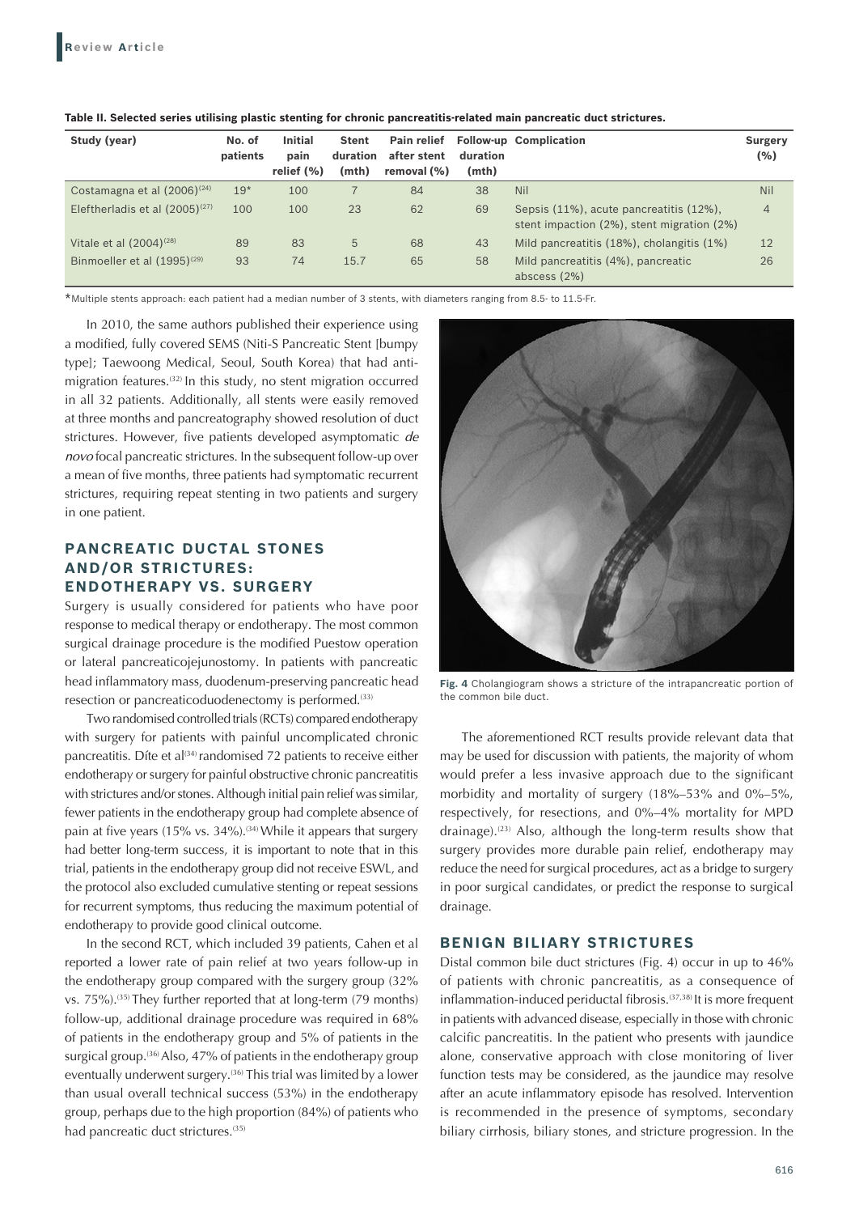**Table II. Selected series utilising plastic stenting for chronic pancreatitis-related main pancreatic duct strictures.**

| Study (year) | No. of patients | Initial pain relief (%) | Stent duration (mth) | Pain relief after stent removal (%) | Follow-up duration (mth) | Complication | Surgery (%) |
|---|---|---|---|---|---|---|---|
| Costamagna et al (2006)[24] | 19* | 100 | 7 | 84 | 38 | Nil | Nil |
| Eleftherladis et al (2005)[27] | 100 | 100 | 23 | 62 | 69 | Sepsis (11%), acute pancreatitis (12%), stent impaction (2%), stent migration (2%) | 4 |
| Vitale et al (2004)[28] | 89 | 83 | 5 | 68 | 43 | Mild pancreatitis (18%), cholangitis (1%) | 12 |
| Binmoeller et al (1995)[29] | 93 | 74 | 15.7 | 65 | 58 | Mild pancreatitis (4%), pancreatic abscess (2%) | 26 |

*Multiple stents approach: each patient had a median number of 3 stents, with diameters ranging from 8.5- to 11.5-Fr.

In 2010, the same authors published their experience using a modified, fully covered SEMS (Niti-S Pancreatic Stent [bumpy type]; Taewoong Medical, Seoul, South Korea) that had anti-migration features.[32] In this study, no stent migration occurred in all 32 patients. Additionally, all stents were easily removed at three months and pancreatography showed resolution of duct strictures. However, five patients developed asymptomatic *de novo* focal pancreatic strictures. In the subsequent follow-up over a mean of five months, three patients had symptomatic recurrent strictures, requiring repeat stenting in two patients and surgery in one patient.

## PANCREATIC DUCTAL STONES AND/OR STRICTURES: ENDOTHERAPY VS. SURGERY

Surgery is usually considered for patients who have poor response to medical therapy or endotherapy. The most common surgical drainage procedure is the modified Puestow operation or lateral pancreaticojejunostomy. In patients with pancreatic head inflammatory mass, duodenum-preserving pancreatic head resection or pancreaticoduodenectomy is performed.[33]

Two randomised controlled trials (RCTs) compared endotherapy with surgery for patients with painful uncomplicated chronic pancreatitis. Díte et al[34] randomised 72 patients to receive either endotherapy or surgery for painful obstructive chronic pancreatitis with strictures and/or stones. Although initial pain relief was similar, fewer patients in the endotherapy group had complete absence of pain at five years (15% vs. 34%).[34] While it appears that surgery had better long-term success, it is important to note that in this trial, patients in the endotherapy group did not receive ESWL, and the protocol also excluded cumulative stenting or repeat sessions for recurrent symptoms, thus reducing the maximum potential of endotherapy to provide good clinical outcome.

In the second RCT, which included 39 patients, Cahen et al reported a lower rate of pain relief at two years follow-up in the endotherapy group compared with the surgery group (32% vs. 75%).[35] They further reported that at long-term (79 months) follow-up, additional drainage procedure was required in 68% of patients in the endotherapy group and 5% of patients in the surgical group.[36] Also, 47% of patients in the endotherapy group eventually underwent surgery.[36] This trial was limited by a lower than usual overall technical success (53%) in the endotherapy group, perhaps due to the high proportion (84%) of patients who had pancreatic duct strictures.[35]

**Fig. 4** Cholangiogram shows a stricture of the intrapancreatic portion of the common bile duct.

The aforementioned RCT results provide relevant data that may be used for discussion with patients, the majority of whom would prefer a less invasive approach due to the significant morbidity and mortality of surgery (18%–53% and 0%–5%, respectively, for resections, and 0%–4% mortality for MPD drainage).[23] Also, although the long-term results show that surgery provides more durable pain relief, endotherapy may reduce the need for surgical procedures, act as a bridge to surgery in poor surgical candidates, or predict the response to surgical drainage.

## BENIGN BILIARY STRICTURES

Distal common bile duct strictures (Fig. 4) occur in up to 46% of patients with chronic pancreatitis, as a consequence of inflammation-induced periductal fibrosis.[37,38] It is more frequent in patients with advanced disease, especially in those with chronic calcific pancreatitis. In the patient who presents with jaundice alone, conservative approach with close monitoring of liver function tests may be considered, as the jaundice may resolve after an acute inflammatory episode has resolved. Intervention is recommended in the presence of symptoms, secondary biliary cirrhosis, biliary stones, and stricture progression. In the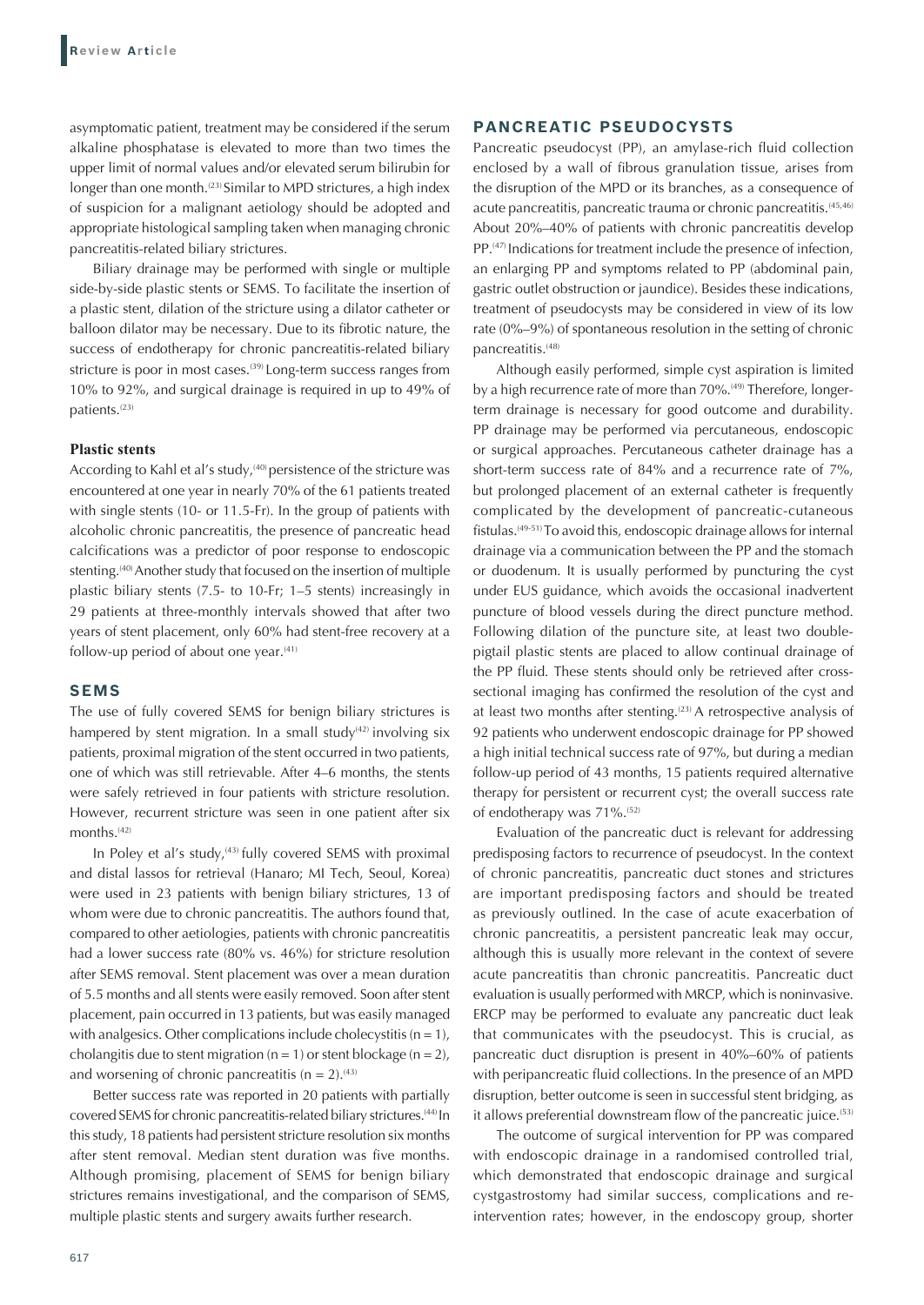asymptomatic patient, treatment may be considered if the serum alkaline phosphatase is elevated to more than two times the upper limit of normal values and/or elevated serum bilirubin for longer than one month.[23] Similar to MPD strictures, a high index of suspicion for a malignant aetiology should be adopted and appropriate histological sampling taken when managing chronic pancreatitis-related biliary strictures.

Biliary drainage may be performed with single or multiple side-by-side plastic stents or SEMS. To facilitate the insertion of a plastic stent, dilation of the stricture using a dilator catheter or balloon dilator may be necessary. Due to its fibrotic nature, the success of endotherapy for chronic pancreatitis-related biliary stricture is poor in most cases.[39] Long-term success ranges from 10% to 92%, and surgical drainage is required in up to 49% of patients.[23]

### Plastic stents

According to Kahl et al's study,[40] persistence of the stricture was encountered at one year in nearly 70% of the 61 patients treated with single stents (10- or 11.5-Fr). In the group of patients with alcoholic chronic pancreatitis, the presence of pancreatic head calcifications was a predictor of poor response to endoscopic stenting.[40] Another study that focused on the insertion of multiple plastic biliary stents (7.5- to 10-Fr; 1–5 stents) increasingly in 29 patients at three-monthly intervals showed that after two years of stent placement, only 60% had stent-free recovery at a follow-up period of about one year.[41]

## SEMS

The use of fully covered SEMS for benign biliary strictures is hampered by stent migration. In a small study[42] involving six patients, proximal migration of the stent occurred in two patients, one of which was still retrievable. After 4–6 months, the stents were safely retrieved in four patients with stricture resolution. However, recurrent stricture was seen in one patient after six months.[42]

In Poley et al's study,[43] fully covered SEMS with proximal and distal lassos for retrieval (Hanaro; MI Tech, Seoul, Korea) were used in 23 patients with benign biliary strictures, 13 of whom were due to chronic pancreatitis. The authors found that, compared to other aetiologies, patients with chronic pancreatitis had a lower success rate (80% vs. 46%) for stricture resolution after SEMS removal. Stent placement was over a mean duration of 5.5 months and all stents were easily removed. Soon after stent placement, pain occurred in 13 patients, but was easily managed with analgesics. Other complications include cholecystitis (n = 1), cholangitis due to stent migration (n = 1) or stent blockage (n = 2), and worsening of chronic pancreatitis (n = 2).[43]

Better success rate was reported in 20 patients with partially covered SEMS for chronic pancreatitis-related biliary strictures.[44] In this study, 18 patients had persistent stricture resolution six months after stent removal. Median stent duration was five months. Although promising, placement of SEMS for benign biliary strictures remains investigational, and the comparison of SEMS, multiple plastic stents and surgery awaits further research.

## PANCREATIC PSEUDOCYSTS

Pancreatic pseudocyst (PP), an amylase-rich fluid collection enclosed by a wall of fibrous granulation tissue, arises from the disruption of the MPD or its branches, as a consequence of acute pancreatitis, pancreatic trauma or chronic pancreatitis.[45,46] About 20%–40% of patients with chronic pancreatitis develop PP.[47] Indications for treatment include the presence of infection, an enlarging PP and symptoms related to PP (abdominal pain, gastric outlet obstruction or jaundice). Besides these indications, treatment of pseudocysts may be considered in view of its low rate (0%–9%) of spontaneous resolution in the setting of chronic pancreatitis.[48]

Although easily performed, simple cyst aspiration is limited by a high recurrence rate of more than 70%.[49] Therefore, longer-term drainage is necessary for good outcome and durability. PP drainage may be performed via percutaneous, endoscopic or surgical approaches. Percutaneous catheter drainage has a short-term success rate of 84% and a recurrence rate of 7%, but prolonged placement of an external catheter is frequently complicated by the development of pancreatic-cutaneous fistulas.[49-51] To avoid this, endoscopic drainage allows for internal drainage via a communication between the PP and the stomach or duodenum. It is usually performed by puncturing the cyst under EUS guidance, which avoids the occasional inadvertent puncture of blood vessels during the direct puncture method. Following dilation of the puncture site, at least two double-pigtail plastic stents are placed to allow continual drainage of the PP fluid. These stents should only be retrieved after cross-sectional imaging has confirmed the resolution of the cyst and at least two months after stenting.[23] A retrospective analysis of 92 patients who underwent endoscopic drainage for PP showed a high initial technical success rate of 97%, but during a median follow-up period of 43 months, 15 patients required alternative therapy for persistent or recurrent cyst; the overall success rate of endotherapy was 71%.[52]

Evaluation of the pancreatic duct is relevant for addressing predisposing factors to recurrence of pseudocyst. In the context of chronic pancreatitis, pancreatic duct stones and strictures are important predisposing factors and should be treated as previously outlined. In the case of acute exacerbation of chronic pancreatitis, a persistent pancreatic leak may occur, although this is usually more relevant in the context of severe acute pancreatitis than chronic pancreatitis. Pancreatic duct evaluation is usually performed with MRCP, which is noninvasive. ERCP may be performed to evaluate any pancreatic duct leak that communicates with the pseudocyst. This is crucial, as pancreatic duct disruption is present in 40%–60% of patients with peripancreatic fluid collections. In the presence of an MPD disruption, better outcome is seen in successful stent bridging, as it allows preferential downstream flow of the pancreatic juice.[53]

The outcome of surgical intervention for PP was compared with endoscopic drainage in a randomised controlled trial, which demonstrated that endoscopic drainage and surgical cystgastrostomy had similar success, complications and re-intervention rates; however, in the endoscopy group, shorter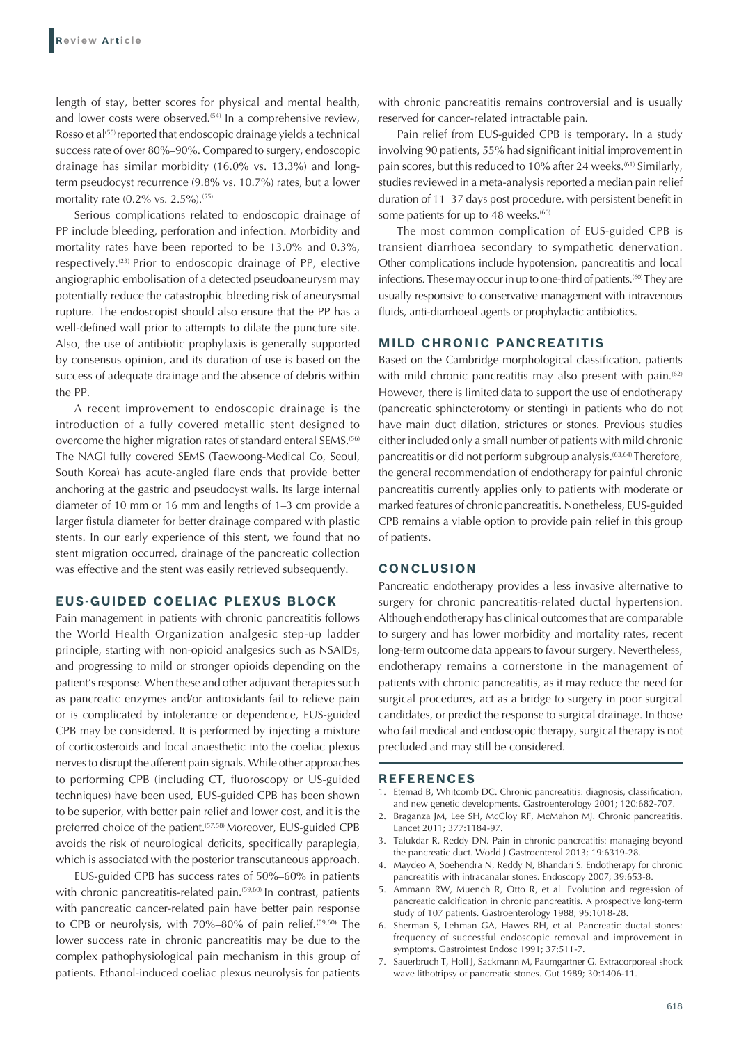length of stay, better scores for physical and mental health, and lower costs were observed.[54] In a comprehensive review, Rosso et al[55] reported that endoscopic drainage yields a technical success rate of over 80%–90%. Compared to surgery, endoscopic drainage has similar morbidity (16.0% vs. 13.3%) and long-term pseudocyst recurrence (9.8% vs. 10.7%) rates, but a lower mortality rate (0.2% vs. 2.5%).[55]

Serious complications related to endoscopic drainage of PP include bleeding, perforation and infection. Morbidity and mortality rates have been reported to be 13.0% and 0.3%, respectively.[23] Prior to endoscopic drainage of PP, elective angiographic embolisation of a detected pseudoaneurysm may potentially reduce the catastrophic bleeding risk of aneurysmal rupture. The endoscopist should also ensure that the PP has a well-defined wall prior to attempts to dilate the puncture site. Also, the use of antibiotic prophylaxis is generally supported by consensus opinion, and its duration of use is based on the success of adequate drainage and the absence of debris within the PP.

A recent improvement to endoscopic drainage is the introduction of a fully covered metallic stent designed to overcome the higher migration rates of standard enteral SEMS.[56] The NAGI fully covered SEMS (Taewoong-Medical Co, Seoul, South Korea) has acute-angled flare ends that provide better anchoring at the gastric and pseudocyst walls. Its large internal diameter of 10 mm or 16 mm and lengths of 1–3 cm provide a larger fistula diameter for better drainage compared with plastic stents. In our early experience of this stent, we found that no stent migration occurred, drainage of the pancreatic collection was effective and the stent was easily retrieved subsequently.

## EUS-GUIDED COELIAC PLEXUS BLOCK

Pain management in patients with chronic pancreatitis follows the World Health Organization analgesic step-up ladder principle, starting with non-opioid analgesics such as NSAIDs, and progressing to mild or stronger opioids depending on the patient's response. When these and other adjuvant therapies such as pancreatic enzymes and/or antioxidants fail to relieve pain or is complicated by intolerance or dependence, EUS-guided CPB may be considered. It is performed by injecting a mixture of corticosteroids and local anaesthetic into the coeliac plexus nerves to disrupt the afferent pain signals. While other approaches to performing CPB (including CT, fluoroscopy or US-guided techniques) have been used, EUS-guided CPB has been shown to be superior, with better pain relief and lower cost, and it is the preferred choice of the patient.[57,58] Moreover, EUS-guided CPB avoids the risk of neurological deficits, specifically paraplegia, which is associated with the posterior transcutaneous approach.

EUS-guided CPB has success rates of 50%–60% in patients with chronic pancreatitis-related pain.[59,60] In contrast, patients with pancreatic cancer-related pain have better pain response to CPB or neurolysis, with 70%–80% of pain relief.[59,60] The lower success rate in chronic pancreatitis may be due to the complex pathophysiological pain mechanism in this group of patients. Ethanol-induced coeliac plexus neurolysis for patients with chronic pancreatitis remains controversial and is usually reserved for cancer-related intractable pain.

Pain relief from EUS-guided CPB is temporary. In a study involving 90 patients, 55% had significant initial improvement in pain scores, but this reduced to 10% after 24 weeks.[61] Similarly, studies reviewed in a meta-analysis reported a median pain relief duration of 11–37 days post procedure, with persistent benefit in some patients for up to 48 weeks.[60]

The most common complication of EUS-guided CPB is transient diarrhoea secondary to sympathetic denervation. Other complications include hypotension, pancreatitis and local infections. These may occur in up to one-third of patients.[60] They are usually responsive to conservative management with intravenous fluids, anti-diarrhoeal agents or prophylactic antibiotics.

## MILD CHRONIC PANCREATITIS

Based on the Cambridge morphological classification, patients with mild chronic pancreatitis may also present with pain.[62] However, there is limited data to support the use of endotherapy (pancreatic sphincterotomy or stenting) in patients who do not have main duct dilation, strictures or stones. Previous studies either included only a small number of patients with mild chronic pancreatitis or did not perform subgroup analysis.[63,64] Therefore, the general recommendation of endotherapy for painful chronic pancreatitis currently applies only to patients with moderate or marked features of chronic pancreatitis. Nonetheless, EUS-guided CPB remains a viable option to provide pain relief in this group of patients.

## CONCLUSION

Pancreatic endotherapy provides a less invasive alternative to surgery for chronic pancreatitis-related ductal hypertension. Although endotherapy has clinical outcomes that are comparable to surgery and has lower morbidity and mortality rates, recent long-term outcome data appears to favour surgery. Nevertheless, endotherapy remains a cornerstone in the management of patients with chronic pancreatitis, as it may reduce the need for surgical procedures, act as a bridge to surgery in poor surgical candidates, or predict the response to surgical drainage. In those who fail medical and endoscopic therapy, surgical therapy is not precluded and may still be considered.

## REFERENCES

1. Etemad B, Whitcomb DC. Chronic pancreatitis: diagnosis, classification, and new genetic developments. Gastroenterology 2001; 120:682-707.
2. Braganza JM, Lee SH, McCloy RF, McMahon MJ. Chronic pancreatitis. Lancet 2011; 377:1184-97.
3. Talukdar R, Reddy DN. Pain in chronic pancreatitis: managing beyond the pancreatic duct. World J Gastroenterol 2013; 19:6319-28.
4. Maydeo A, Soehendra N, Reddy N, Bhandari S. Endotherapy for chronic pancreatitis with intracanalar stones. Endoscopy 2007; 39:653-8.
5. Ammann RW, Muench R, Otto R, et al. Evolution and regression of pancreatic calcification in chronic pancreatitis. A prospective long-term study of 107 patients. Gastroenterology 1988; 95:1018-28.
6. Sherman S, Lehman GA, Hawes RH, et al. Pancreatic ductal stones: frequency of successful endoscopic removal and improvement in symptoms. Gastrointest Endosc 1991; 37:511-7.
7. Sauerbruch T, Holl J, Sackmann M, Paumgartner G. Extracorporeal shock wave lithotripsy of pancreatic stones. Gut 1989; 30:1406-11.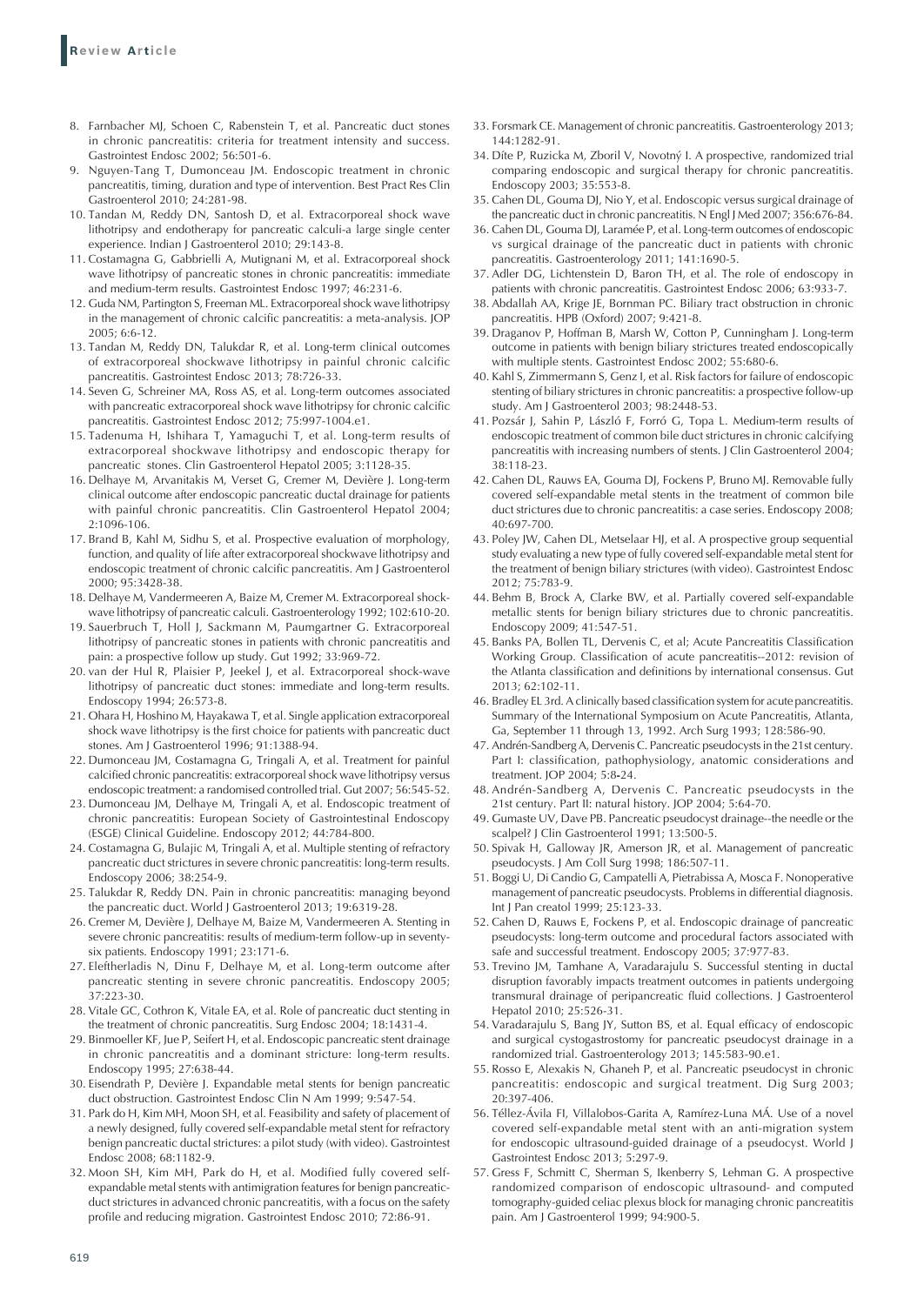8. Farnbacher MJ, Schoen C, Rabenstein T, et al. Pancreatic duct stones in chronic pancreatitis: criteria for treatment intensity and success. Gastrointest Endosc 2002; 56:501-6.
9. Nguyen-Tang T, Dumonceau JM. Endoscopic treatment in chronic pancreatitis, timing, duration and type of intervention. Best Pract Res Clin Gastroenterol 2010; 24:281-98.
10. Tandan M, Reddy DN, Santosh D, et al. Extracorporeal shock wave lithotripsy and endotherapy for pancreatic calculi-a large single center experience. Indian J Gastroenterol 2010; 29:143-8.
11. Costamagna G, Gabbrielli A, Mutignani M, et al. Extracorporeal shock wave lithotripsy of pancreatic stones in chronic pancreatitis: immediate and medium-term results. Gastrointest Endosc 1997; 46:231-6.
12. Guda NM, Partington S, Freeman ML. Extracorporeal shock wave lithotripsy in the management of chronic calcific pancreatitis: a meta-analysis. JOP 2005; 6:6-12.
13. Tandan M, Reddy DN, Talukdar R, et al. Long-term clinical outcomes of extracorporeal shockwave lithotripsy in painful chronic calcific pancreatitis. Gastrointest Endosc 2013; 78:726-33.
14. Seven G, Schreiner MA, Ross AS, et al. Long-term outcomes associated with pancreatic extracorporeal shock wave lithotripsy for chronic calcific pancreatitis. Gastrointest Endosc 2012; 75:997-1004.e1.
15. Tadenuma H, Ishihara T, Yamaguchi T, et al. Long-term results of extracorporeal shockwave lithotripsy and endoscopic therapy for pancreatic stones. Clin Gastroenterol Hepatol 2005; 3:1128-35.
16. Delhaye M, Arvanitakis M, Verset G, Cremer M, Devière J. Long-term clinical outcome after endoscopic pancreatic ductal drainage for patients with painful chronic pancreatitis. Clin Gastroenterol Hepatol 2004; 2:1096-106.
17. Brand B, Kahl M, Sidhu S, et al. Prospective evaluation of morphology, function, and quality of life after extracorporeal shockwave lithotripsy and endoscopic treatment of chronic calcific pancreatitis. Am J Gastroenterol 2000; 95:3428-38.
18. Delhaye M, Vandermeeren A, Baize M, Cremer M. Extracorporeal shock-wave lithotripsy of pancreatic calculi. Gastroenterology 1992; 102:610-20.
19. Sauerbruch T, Holl J, Sackmann M, Paumgartner G. Extracorporeal lithotripsy of pancreatic stones in patients with chronic pancreatitis and pain: a prospective follow up study. Gut 1992; 33:969-72.
20. van der Hul R, Plaisier P, Jeekel J, et al. Extracorporeal shock-wave lithotripsy of pancreatic duct stones: immediate and long-term results. Endoscopy 1994; 26:573-8.
21. Ohara H, Hoshino M, Hayakawa T, et al. Single application extracorporeal shock wave lithotripsy is the first choice for patients with pancreatic duct stones. Am J Gastroenterol 1996; 91:1388-94.
22. Dumonceau JM, Costamagna G, Tringali A, et al. Treatment for painful calcified chronic pancreatitis: extracorporeal shock wave lithotripsy versus endoscopic treatment: a randomised controlled trial. Gut 2007; 56:545-52.
23. Dumonceau JM, Delhaye M, Tringali A, et al. Endoscopic treatment of chronic pancreatitis: European Society of Gastrointestinal Endoscopy (ESGE) Clinical Guideline. Endoscopy 2012; 44:784-800.
24. Costamagna G, Bulajic M, Tringali A, et al. Multiple stenting of refractory pancreatic duct strictures in severe chronic pancreatitis: long-term results. Endoscopy 2006; 38:254-9.
25. Talukdar R, Reddy DN. Pain in chronic pancreatitis: managing beyond the pancreatic duct. World J Gastroenterol 2013; 19:6319-28.
26. Cremer M, Devière J, Delhaye M, Baize M, Vandermeeren A. Stenting in severe chronic pancreatitis: results of medium-term follow-up in seventy-six patients. Endoscopy 1991; 23:171-6.
27. Eleftherladis N, Dinu F, Delhaye M, et al. Long-term outcome after pancreatic stenting in severe chronic pancreatitis. Endoscopy 2005; 37:223-30.
28. Vitale GC, Cothron K, Vitale EA, et al. Role of pancreatic duct stenting in the treatment of chronic pancreatitis. Surg Endosc 2004; 18:1431-4.
29. Binmoeller KF, Jue P, Seifert H, et al. Endoscopic pancreatic stent drainage in chronic pancreatitis and a dominant stricture: long-term results. Endoscopy 1995; 27:638-44.
30. Eisendrath P, Devière J. Expandable metal stents for benign pancreatic duct obstruction. Gastrointest Endosc Clin N Am 1999; 9:547-54.
31. Park do H, Kim MH, Moon SH, et al. Feasibility and safety of placement of a newly designed, fully covered self-expandable metal stent for refractory benign pancreatic ductal strictures: a pilot study (with video). Gastrointest Endosc 2008; 68:1182-9.
32. Moon SH, Kim MH, Park do H, et al. Modified fully covered self-expandable metal stents with antimigration features for benign pancreatic-duct strictures in advanced chronic pancreatitis, with a focus on the safety profile and reducing migration. Gastrointest Endosc 2010; 72:86-91.
33. Forsmark CE. Management of chronic pancreatitis. Gastroenterology 2013; 144:1282-91.
34. Díte P, Ruzicka M, Zboril V, Novotný I. A prospective, randomized trial comparing endoscopic and surgical therapy for chronic pancreatitis. Endoscopy 2003; 35:553-8.
35. Cahen DL, Gouma DJ, Nio Y, et al. Endoscopic versus surgical drainage of the pancreatic duct in chronic pancreatitis. N Engl J Med 2007; 356:676-84.
36. Cahen DL, Gouma DJ, Laramée P, et al. Long-term outcomes of endoscopic vs surgical drainage of the pancreatic duct in patients with chronic pancreatitis. Gastroenterology 2011; 141:1690-5.
37. Adler DG, Lichtenstein D, Baron TH, et al. The role of endoscopy in patients with chronic pancreatitis. Gastrointest Endosc 2006; 63:933-7.
38. Abdallah AA, Krige JE, Bornman PC. Biliary tract obstruction in chronic pancreatitis. HPB (Oxford) 2007; 9:421-8.
39. Draganov P, Hoffman B, Marsh W, Cotton P, Cunningham J. Long-term outcome in patients with benign biliary strictures treated endoscopically with multiple stents. Gastrointest Endosc 2002; 55:680-6.
40. Kahl S, Zimmermann S, Genz I, et al. Risk factors for failure of endoscopic stenting of biliary strictures in chronic pancreatitis: a prospective follow-up study. Am J Gastroenterol 2003; 98:2448-53.
41. Pozsár J, Sahin P, László F, Forró G, Topa L. Medium-term results of endoscopic treatment of common bile duct strictures in chronic calcifying pancreatitis with increasing numbers of stents. J Clin Gastroenterol 2004; 38:118-23.
42. Cahen DL, Rauws EA, Gouma DJ, Fockens P, Bruno MJ. Removable fully covered self-expandable metal stents in the treatment of common bile duct strictures due to chronic pancreatitis: a case series. Endoscopy 2008; 40:697-700.
43. Poley JW, Cahen DL, Metselaar HJ, et al. A prospective group sequential study evaluating a new type of fully covered self-expandable metal stent for the treatment of benign biliary strictures (with video). Gastrointest Endosc 2012; 75:783-9.
44. Behm B, Brock A, Clarke BW, et al. Partially covered self-expandable metallic stents for benign biliary strictures due to chronic pancreatitis. Endoscopy 2009; 41:547-51.
45. Banks PA, Bollen TL, Dervenis C, et al; Acute Pancreatitis Classification Working Group. Classification of acute pancreatitis--2012: revision of the Atlanta classification and definitions by international consensus. Gut 2013; 62:102-11.
46. Bradley EL 3rd. A clinically based classification system for acute pancreatitis. Summary of the International Symposium on Acute Pancreatitis, Atlanta, Ga, September 11 through 13, 1992. Arch Surg 1993; 128:586-90.
47. Andrén-Sandberg A, Dervenis C. Pancreatic pseudocysts in the 21st century. Part I: classification, pathophysiology, anatomic considerations and treatment. JOP 2004; 5:8-24.
48. Andrén-Sandberg A, Dervenis C. Pancreatic pseudocysts in the 21st century. Part II: natural history. JOP 2004; 5:64-70.
49. Gumaste UV, Dave PB. Pancreatic pseudocyst drainage--the needle or the scalpel? J Clin Gastroenterol 1991; 13:500-5.
50. Spivak H, Galloway JR, Amerson JR, et al. Management of pancreatic pseudocysts. J Am Coll Surg 1998; 186:507-11.
51. Boggi U, Di Candio G, Campatelli A, Pietrabissa A, Mosca F. Nonoperative management of pancreatic pseudocysts. Problems in differential diagnosis. Int J Pan creatol 1999; 25:123-33.
52. Cahen D, Rauws E, Fockens P, et al. Endoscopic drainage of pancreatic pseudocysts: long-term outcome and procedural factors associated with safe and successful treatment. Endoscopy 2005; 37:977-83.
53. Trevino JM, Tamhane A, Varadarajulu S. Successful stenting in ductal disruption favorably impacts treatment outcomes in patients undergoing transmural drainage of peripancreatic fluid collections. J Gastroenterol Hepatol 2010; 25:526-31.
54. Varadarajulu S, Bang JY, Sutton BS, et al. Equal efficacy of endoscopic and surgical cystogastrostomy for pancreatic pseudocyst drainage in a randomized trial. Gastroenterology 2013; 145:583-90.e1.
55. Rosso E, Alexakis N, Ghaneh P, et al. Pancreatic pseudocyst in chronic pancreatitis: endoscopic and surgical treatment. Dig Surg 2003; 20:397-406.
56. Téllez-Ávila FI, Villalobos-Garita A, Ramírez-Luna MÁ. Use of a novel covered self-expandable metal stent with an anti-migration system for endoscopic ultrasound-guided drainage of a pseudocyst. World J Gastrointest Endosc 2013; 5:297-9.
57. Gress F, Schmitt C, Sherman S, Ikenberry S, Lehman G. A prospective randomized comparison of endoscopic ultrasound- and computed tomography-guided celiac plexus block for managing chronic pancreatitis pain. Am J Gastroenterol 1999; 94:900-5.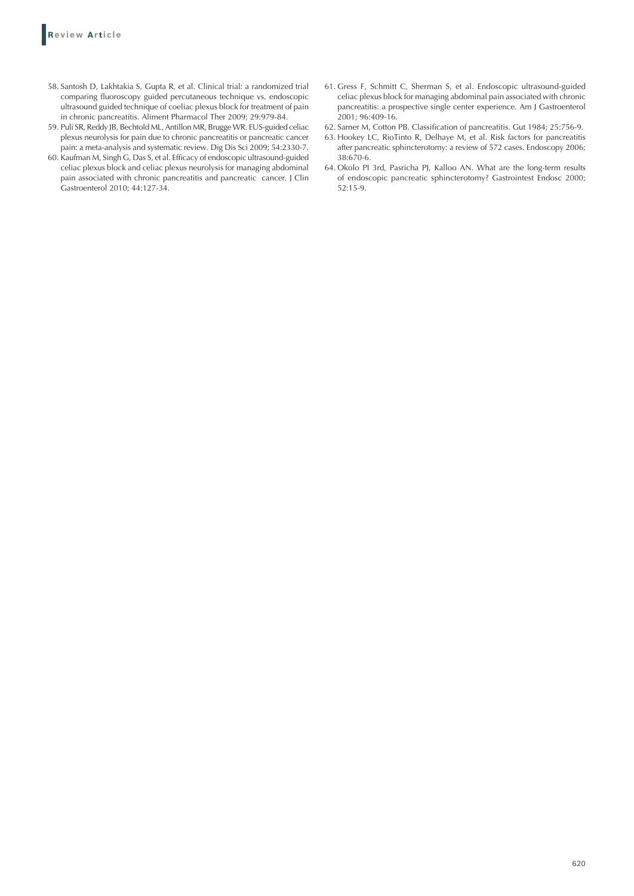58. Santosh D, Lakhtakia S, Gupta R, et al. Clinical trial: a randomized trial comparing fluoroscopy guided percutaneous technique vs. endoscopic ultrasound guided technique of coeliac plexus block for treatment of pain in chronic pancreatitis. Aliment Pharmacol Ther 2009; 29:979-84.
59. Puli SR, Reddy JB, Bechtold ML, Antillon MR, Brugge WR. EUS-guided celiac plexus neurolysis for pain due to chronic pancreatitis or pancreatic cancer pain: a meta-analysis and systematic review. Dig Dis Sci 2009; 54:2330-7.
60. Kaufman M, Singh G, Das S, et al. Efficacy of endoscopic ultrasound-guided celiac plexus block and celiac plexus neurolysis for managing abdominal pain associated with chronic pancreatitis and pancreatic cancer. J Clin Gastroenterol 2010; 44:127-34.
61. Gress F, Schmitt C, Sherman S, et al. Endoscopic ultrasound-guided celiac plexus block for managing abdominal pain associated with chronic pancreatitis: a prospective single center experience. Am J Gastroenterol 2001; 96:409-16.
62. Sarner M, Cotton PB. Classification of pancreatitis. Gut 1984; 25:756-9.
63. Hookey LC, RioTinto R, Delhaye M, et al. Risk factors for pancreatitis after pancreatic sphincterotomy: a review of 572 cases. Endoscopy 2006; 38:670-6.
64. Okolo PI 3rd, Pasricha PJ, Kalloo AN. What are the long-term results of endoscopic pancreatic sphincterotomy? Gastrointest Endosc 2000; 52:15-9.